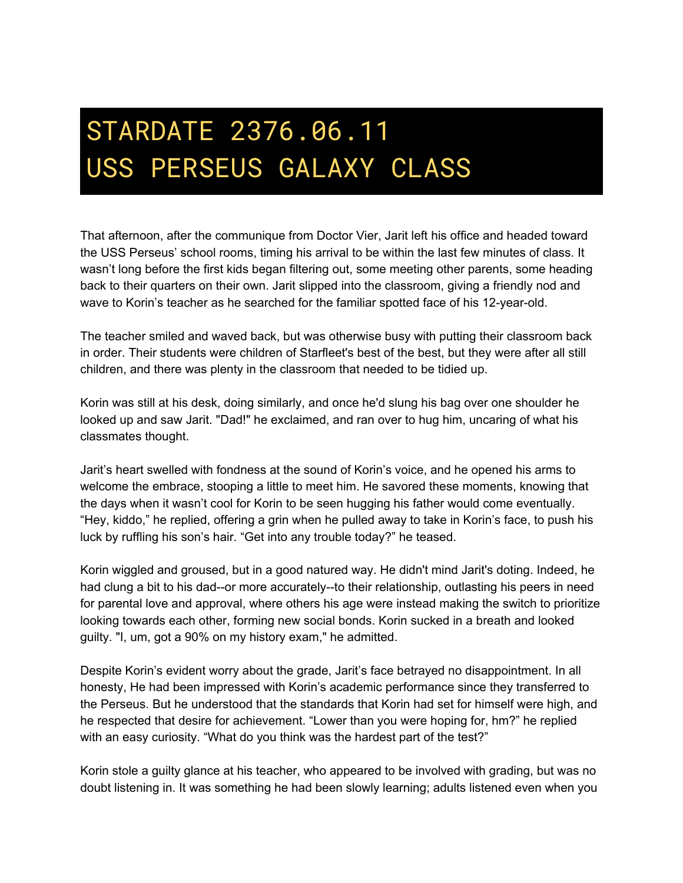# STARDATE 2376.06.11
# USS PERSEUS GALAXY CLASS

That afternoon, after the communique from Doctor Vier, Jarit left his office and headed toward the USS Perseus' school rooms, timing his arrival to be within the last few minutes of class. It wasn't long before the first kids began filtering out, some meeting other parents, some heading back to their quarters on their own. Jarit slipped into the classroom, giving a friendly nod and wave to Korin's teacher as he searched for the familiar spotted face of his 12-year-old.

The teacher smiled and waved back, but was otherwise busy with putting their classroom back in order. Their students were children of Starfleet's best of the best, but they were after all still children, and there was plenty in the classroom that needed to be tidied up.

Korin was still at his desk, doing similarly, and once he'd slung his bag over one shoulder he looked up and saw Jarit. "Dad!" he exclaimed, and ran over to hug him, uncaring of what his classmates thought.

Jarit's heart swelled with fondness at the sound of Korin's voice, and he opened his arms to welcome the embrace, stooping a little to meet him. He savored these moments, knowing that the days when it wasn't cool for Korin to be seen hugging his father would come eventually. "Hey, kiddo," he replied, offering a grin when he pulled away to take in Korin's face, to push his luck by ruffling his son's hair. "Get into any trouble today?" he teased.

Korin wiggled and groused, but in a good natured way. He didn't mind Jarit's doting. Indeed, he had clung a bit to his dad--or more accurately--to their relationship, outlasting his peers in need for parental love and approval, where others his age were instead making the switch to prioritize looking towards each other, forming new social bonds. Korin sucked in a breath and looked guilty. "I, um, got a 90% on my history exam," he admitted.

Despite Korin's evident worry about the grade, Jarit's face betrayed no disappointment. In all honesty, He had been impressed with Korin's academic performance since they transferred to the Perseus. But he understood that the standards that Korin had set for himself were high, and he respected that desire for achievement. "Lower than you were hoping for, hm?" he replied with an easy curiosity. "What do you think was the hardest part of the test?"

Korin stole a guilty glance at his teacher, who appeared to be involved with grading, but was no doubt listening in. It was something he had been slowly learning; adults listened even when you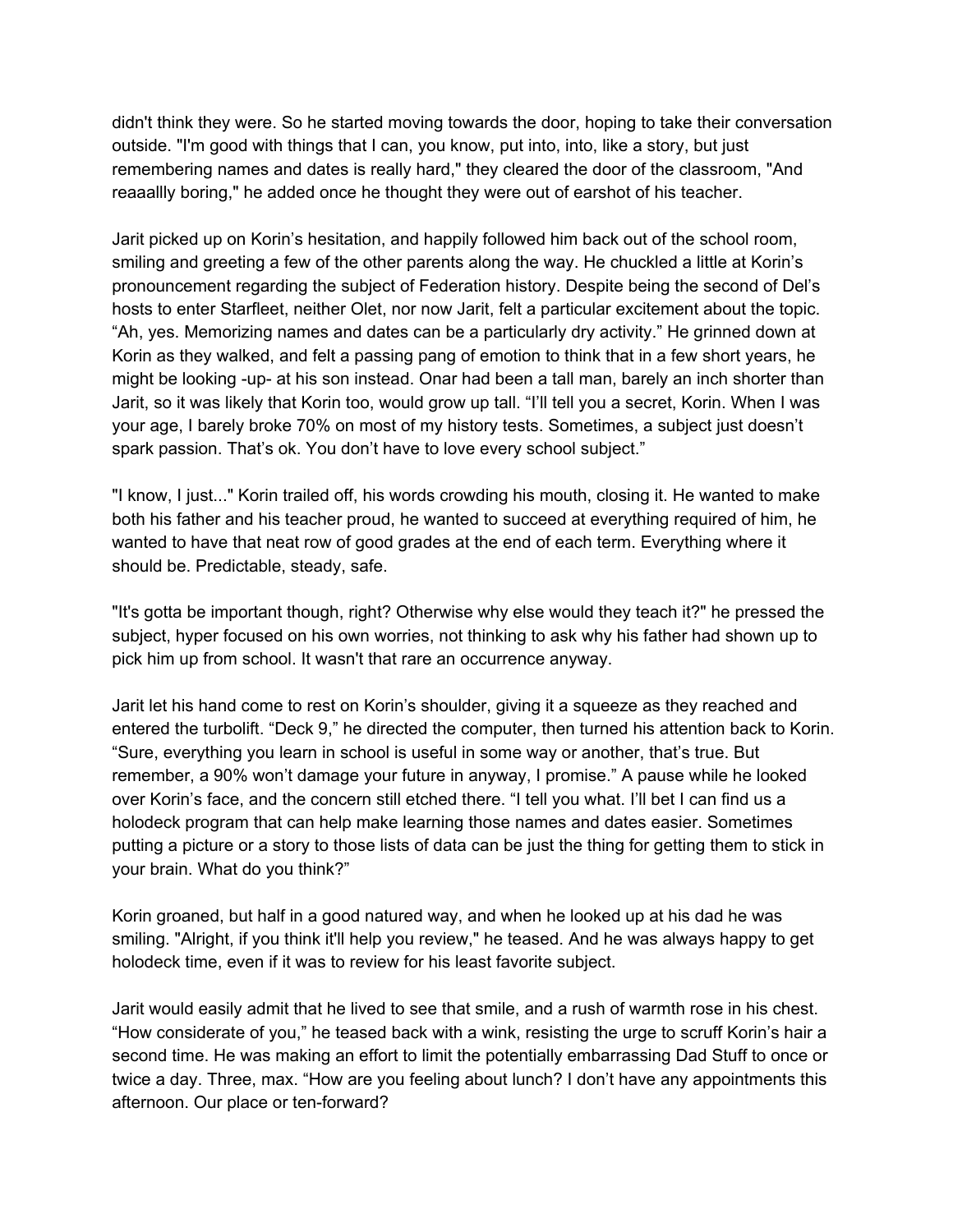didn't think they were. So he started moving towards the door, hoping to take their conversation outside. "I'm good with things that I can, you know, put into, into, like a story, but just remembering names and dates is really hard," they cleared the door of the classroom, "And reaaallly boring," he added once he thought they were out of earshot of his teacher.

Jarit picked up on Korin's hesitation, and happily followed him back out of the school room, smiling and greeting a few of the other parents along the way. He chuckled a little at Korin's pronouncement regarding the subject of Federation history. Despite being the second of Del's hosts to enter Starfleet, neither Olet, nor now Jarit, felt a particular excitement about the topic. "Ah, yes. Memorizing names and dates can be a particularly dry activity." He grinned down at Korin as they walked, and felt a passing pang of emotion to think that in a few short years, he might be looking -up- at his son instead. Onar had been a tall man, barely an inch shorter than Jarit, so it was likely that Korin too, would grow up tall. "I'll tell you a secret, Korin. When I was your age, I barely broke 70% on most of my history tests. Sometimes, a subject just doesn't spark passion. That's ok. You don't have to love every school subject."

"I know, I just..." Korin trailed off, his words crowding his mouth, closing it. He wanted to make both his father and his teacher proud, he wanted to succeed at everything required of him, he wanted to have that neat row of good grades at the end of each term. Everything where it should be. Predictable, steady, safe.

"It's gotta be important though, right? Otherwise why else would they teach it?" he pressed the subject, hyper focused on his own worries, not thinking to ask why his father had shown up to pick him up from school. It wasn't that rare an occurrence anyway.

Jarit let his hand come to rest on Korin's shoulder, giving it a squeeze as they reached and entered the turbolift. "Deck 9," he directed the computer, then turned his attention back to Korin. "Sure, everything you learn in school is useful in some way or another, that's true. But remember, a 90% won't damage your future in anyway, I promise." A pause while he looked over Korin's face, and the concern still etched there. "I tell you what. I'll bet I can find us a holodeck program that can help make learning those names and dates easier. Sometimes putting a picture or a story to those lists of data can be just the thing for getting them to stick in your brain. What do you think?"

Korin groaned, but half in a good natured way, and when he looked up at his dad he was smiling. "Alright, if you think it'll help you review," he teased. And he was always happy to get holodeck time, even if it was to review for his least favorite subject.

Jarit would easily admit that he lived to see that smile, and a rush of warmth rose in his chest. "How considerate of you," he teased back with a wink, resisting the urge to scruff Korin's hair a second time. He was making an effort to limit the potentially embarrassing Dad Stuff to once or twice a day. Three, max. "How are you feeling about lunch? I don't have any appointments this afternoon. Our place or ten-forward?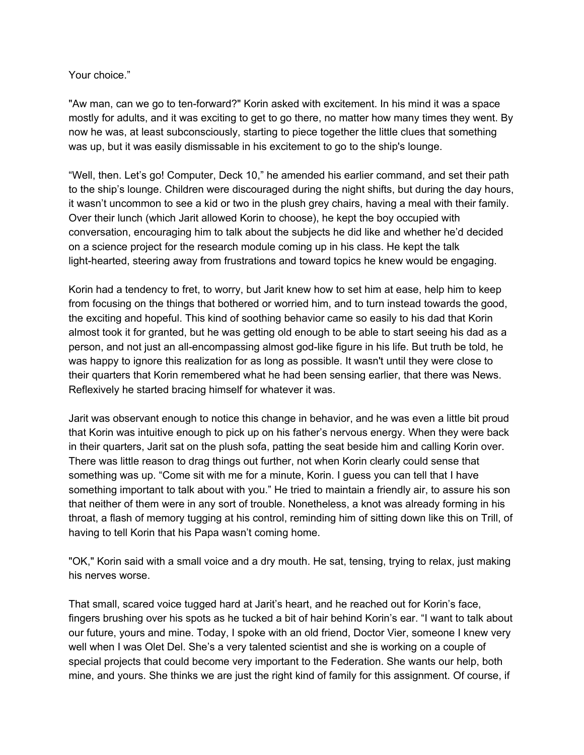Your choice."

"Aw man, can we go to ten-forward?" Korin asked with excitement. In his mind it was a space mostly for adults, and it was exciting to get to go there, no matter how many times they went. By now he was, at least subconsciously, starting to piece together the little clues that something was up, but it was easily dismissable in his excitement to go to the ship's lounge.

"Well, then. Let's go! Computer, Deck 10," he amended his earlier command, and set their path to the ship's lounge. Children were discouraged during the night shifts, but during the day hours, it wasn't uncommon to see a kid or two in the plush grey chairs, having a meal with their family. Over their lunch (which Jarit allowed Korin to choose), he kept the boy occupied with conversation, encouraging him to talk about the subjects he did like and whether he'd decided on a science project for the research module coming up in his class. He kept the talk light-hearted, steering away from frustrations and toward topics he knew would be engaging.

Korin had a tendency to fret, to worry, but Jarit knew how to set him at ease, help him to keep from focusing on the things that bothered or worried him, and to turn instead towards the good, the exciting and hopeful. This kind of soothing behavior came so easily to his dad that Korin almost took it for granted, but he was getting old enough to be able to start seeing his dad as a person, and not just an all-encompassing almost god-like figure in his life. But truth be told, he was happy to ignore this realization for as long as possible. It wasn't until they were close to their quarters that Korin remembered what he had been sensing earlier, that there was News. Reflexively he started bracing himself for whatever it was.

Jarit was observant enough to notice this change in behavior, and he was even a little bit proud that Korin was intuitive enough to pick up on his father's nervous energy. When they were back in their quarters, Jarit sat on the plush sofa, patting the seat beside him and calling Korin over. There was little reason to drag things out further, not when Korin clearly could sense that something was up. "Come sit with me for a minute, Korin. I guess you can tell that I have something important to talk about with you." He tried to maintain a friendly air, to assure his son that neither of them were in any sort of trouble. Nonetheless, a knot was already forming in his throat, a flash of memory tugging at his control, reminding him of sitting down like this on Trill, of having to tell Korin that his Papa wasn't coming home.

"OK," Korin said with a small voice and a dry mouth. He sat, tensing, trying to relax, just making his nerves worse.

That small, scared voice tugged hard at Jarit's heart, and he reached out for Korin's face, fingers brushing over his spots as he tucked a bit of hair behind Korin's ear. "I want to talk about our future, yours and mine. Today, I spoke with an old friend, Doctor Vier, someone I knew very well when I was Olet Del. She's a very talented scientist and she is working on a couple of special projects that could become very important to the Federation. She wants our help, both mine, and yours. She thinks we are just the right kind of family for this assignment. Of course, if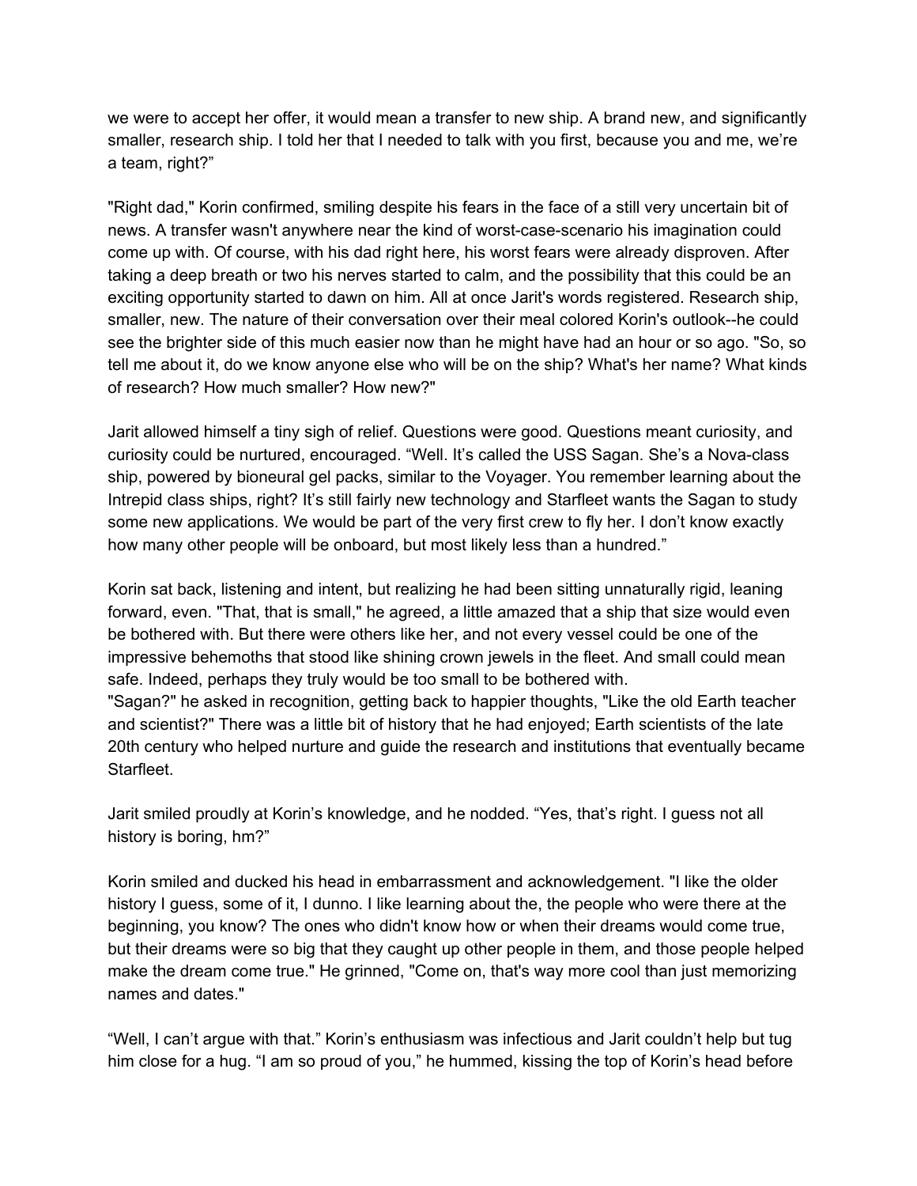we were to accept her offer, it would mean a transfer to new ship. A brand new, and significantly smaller, research ship. I told her that I needed to talk with you first, because you and me, we're a team, right?"

"Right dad," Korin confirmed, smiling despite his fears in the face of a still very uncertain bit of news. A transfer wasn't anywhere near the kind of worst-case-scenario his imagination could come up with. Of course, with his dad right here, his worst fears were already disproven. After taking a deep breath or two his nerves started to calm, and the possibility that this could be an exciting opportunity started to dawn on him. All at once Jarit's words registered. Research ship, smaller, new. The nature of their conversation over their meal colored Korin's outlook--he could see the brighter side of this much easier now than he might have had an hour or so ago. "So, so tell me about it, do we know anyone else who will be on the ship? What's her name? What kinds of research? How much smaller? How new?"

Jarit allowed himself a tiny sigh of relief. Questions were good. Questions meant curiosity, and curiosity could be nurtured, encouraged. "Well. It's called the USS Sagan. She's a Nova-class ship, powered by bioneural gel packs, similar to the Voyager. You remember learning about the Intrepid class ships, right? It's still fairly new technology and Starfleet wants the Sagan to study some new applications. We would be part of the very first crew to fly her. I don't know exactly how many other people will be onboard, but most likely less than a hundred."

Korin sat back, listening and intent, but realizing he had been sitting unnaturally rigid, leaning forward, even. "That, that is small," he agreed, a little amazed that a ship that size would even be bothered with. But there were others like her, and not every vessel could be one of the impressive behemoths that stood like shining crown jewels in the fleet. And small could mean safe. Indeed, perhaps they truly would be too small to be bothered with.
"Sagan?" he asked in recognition, getting back to happier thoughts, "Like the old Earth teacher and scientist?" There was a little bit of history that he had enjoyed; Earth scientists of the late 20th century who helped nurture and guide the research and institutions that eventually became Starfleet.

Jarit smiled proudly at Korin's knowledge, and he nodded. "Yes, that's right. I guess not all history is boring, hm?"

Korin smiled and ducked his head in embarrassment and acknowledgement. "I like the older history I guess, some of it, I dunno. I like learning about the, the people who were there at the beginning, you know? The ones who didn't know how or when their dreams would come true, but their dreams were so big that they caught up other people in them, and those people helped make the dream come true." He grinned, "Come on, that's way more cool than just memorizing names and dates."

"Well, I can't argue with that." Korin's enthusiasm was infectious and Jarit couldn't help but tug him close for a hug. "I am so proud of you," he hummed, kissing the top of Korin's head before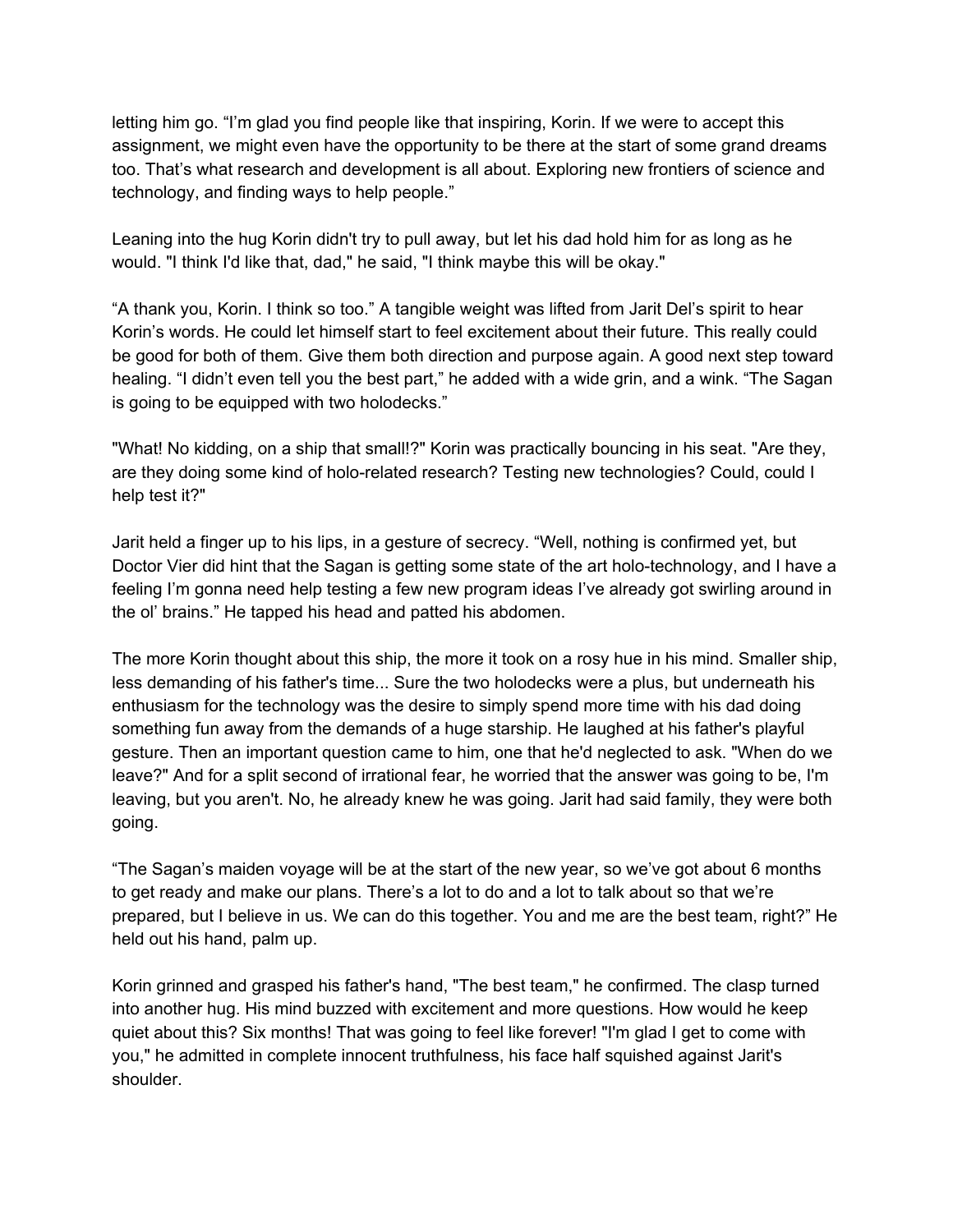letting him go. “I’m glad you find people like that inspiring, Korin. If we were to accept this assignment, we might even have the opportunity to be there at the start of some grand dreams too. That’s what research and development is all about. Exploring new frontiers of science and technology, and finding ways to help people.”

Leaning into the hug Korin didn't try to pull away, but let his dad hold him for as long as he would. "I think I'd like that, dad," he said, "I think maybe this will be okay."

“A thank you, Korin. I think so too.” A tangible weight was lifted from Jarit Del’s spirit to hear Korin’s words. He could let himself start to feel excitement about their future. This really could be good for both of them. Give them both direction and purpose again. A good next step toward healing. “I didn’t even tell you the best part,” he added with a wide grin, and a wink. “The Sagan is going to be equipped with two holodecks.”

"What! No kidding, on a ship that small!?" Korin was practically bouncing in his seat. "Are they, are they doing some kind of holo-related research? Testing new technologies? Could, could I help test it?"

Jarit held a finger up to his lips, in a gesture of secrecy. “Well, nothing is confirmed yet, but Doctor Vier did hint that the Sagan is getting some state of the art holo-technology, and I have a feeling I’m gonna need help testing a few new program ideas I’ve already got swirling around in the ol’ brains.” He tapped his head and patted his abdomen.

The more Korin thought about this ship, the more it took on a rosy hue in his mind. Smaller ship, less demanding of his father's time... Sure the two holodecks were a plus, but underneath his enthusiasm for the technology was the desire to simply spend more time with his dad doing something fun away from the demands of a huge starship. He laughed at his father's playful gesture. Then an important question came to him, one that he'd neglected to ask. "When do we leave?" And for a split second of irrational fear, he worried that the answer was going to be, I'm leaving, but you aren't. No, he already knew he was going. Jarit had said family, they were both going.

“The Sagan’s maiden voyage will be at the start of the new year, so we’ve got about 6 months to get ready and make our plans. There’s a lot to do and a lot to talk about so that we’re prepared, but I believe in us. We can do this together. You and me are the best team, right?” He held out his hand, palm up.

Korin grinned and grasped his father's hand, "The best team," he confirmed. The clasp turned into another hug. His mind buzzed with excitement and more questions. How would he keep quiet about this? Six months! That was going to feel like forever! "I'm glad I get to come with you," he admitted in complete innocent truthfulness, his face half squished against Jarit's shoulder.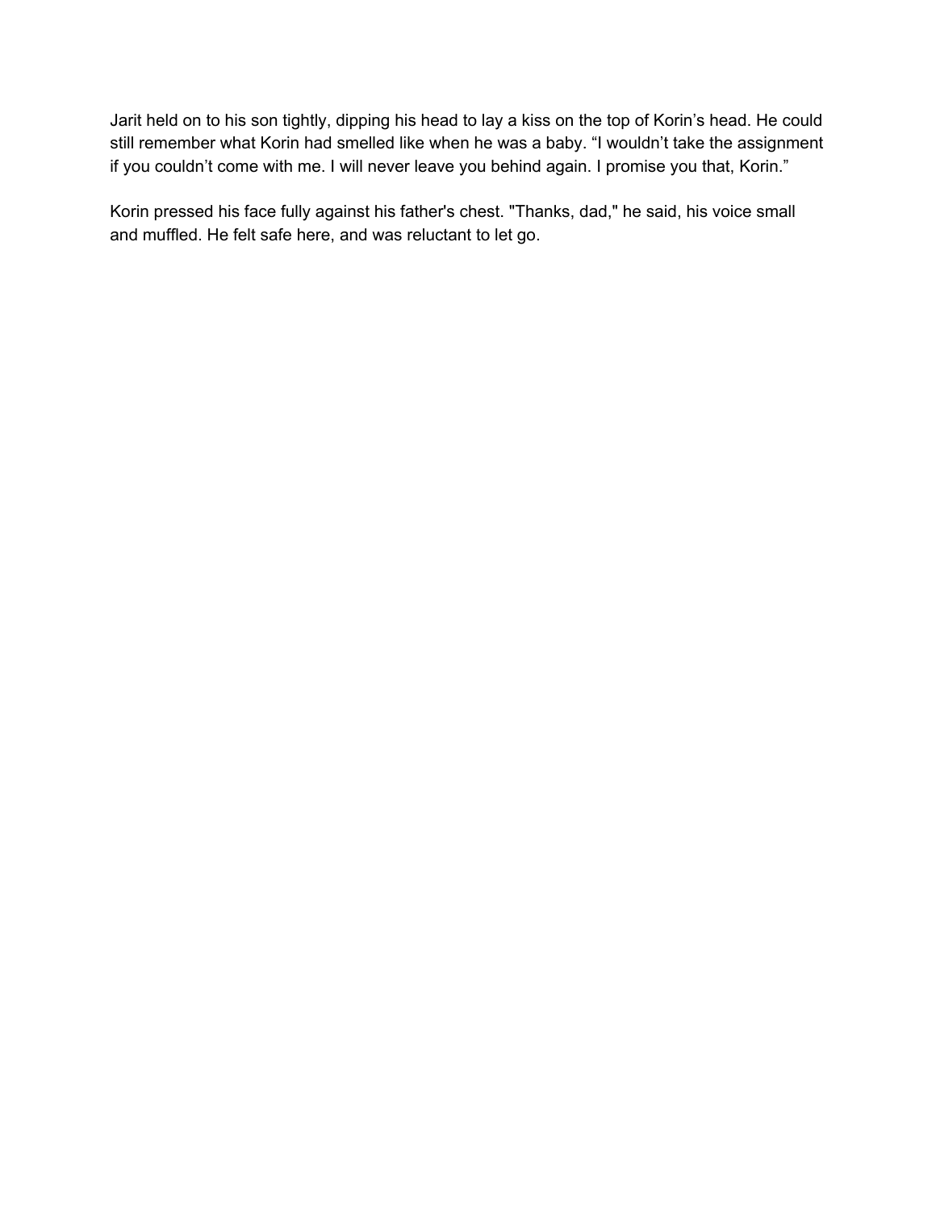Jarit held on to his son tightly, dipping his head to lay a kiss on the top of Korin's head. He could still remember what Korin had smelled like when he was a baby. "I wouldn't take the assignment if you couldn't come with me. I will never leave you behind again. I promise you that, Korin."

Korin pressed his face fully against his father's chest. "Thanks, dad," he said, his voice small and muffled. He felt safe here, and was reluctant to let go.